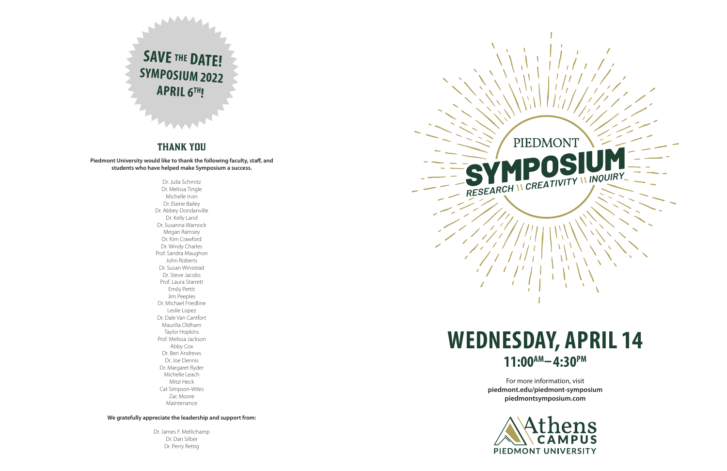**SAVE THE DATE!**
**SYMPOSIUM 2022**
**APRIL 6TH!**

## THANK YOU

**Piedmont University would like to thank the following faculty, staff, and students who have helped make Symposium a success.**

Dr. Julia Schmitz
Dr. Melissa Tingle
Michelle Irvin
Dr. Elaine Bailey
Dr. Abbey Dondanville
Dr. Kelly Land
Dr. Susanna Warnock
Megan Ramsey
Dr. Kim Crawford
Dr. Windy Charles
Prof. Sandra Maughon
John Roberts
Dr. Susan Winstead
Dr. Steve Jacobs
Prof. Laura Starrett
Emily Pettit
Jim Peeples
Dr. Michael Friedline
Leslie Lopez
Dr. Dale Van Cantfort
Maurilia Oldham
Taylor Hopkins
Prof. Melissa Jackson
Abby Cox
Dr. Ben Andrews
Dr. Joe Dennis
Dr. Margaret Ryder
Michelle Leach
Mitzi Heck
Cat Simpson-Wiles
Zac Moore
Maintenance

**We gratefully appreciate the leadership and support from:**

Dr. James F. Mellichamp
Dr. Dan Silber
Dr. Perry Rettig

PIEDMONT
# SYMPOSIUM
RESEARCH \\ CREATIVITY \\ INQUIRY

# WEDNESDAY, APRIL 14
## 11:00AM – 4:30PM

For more information, visit
**piedmont.edu/piedmont-symposium**
**piedmontsymposium.com**

Athens
CAMPUS
PIEDMONT UNIVERSITY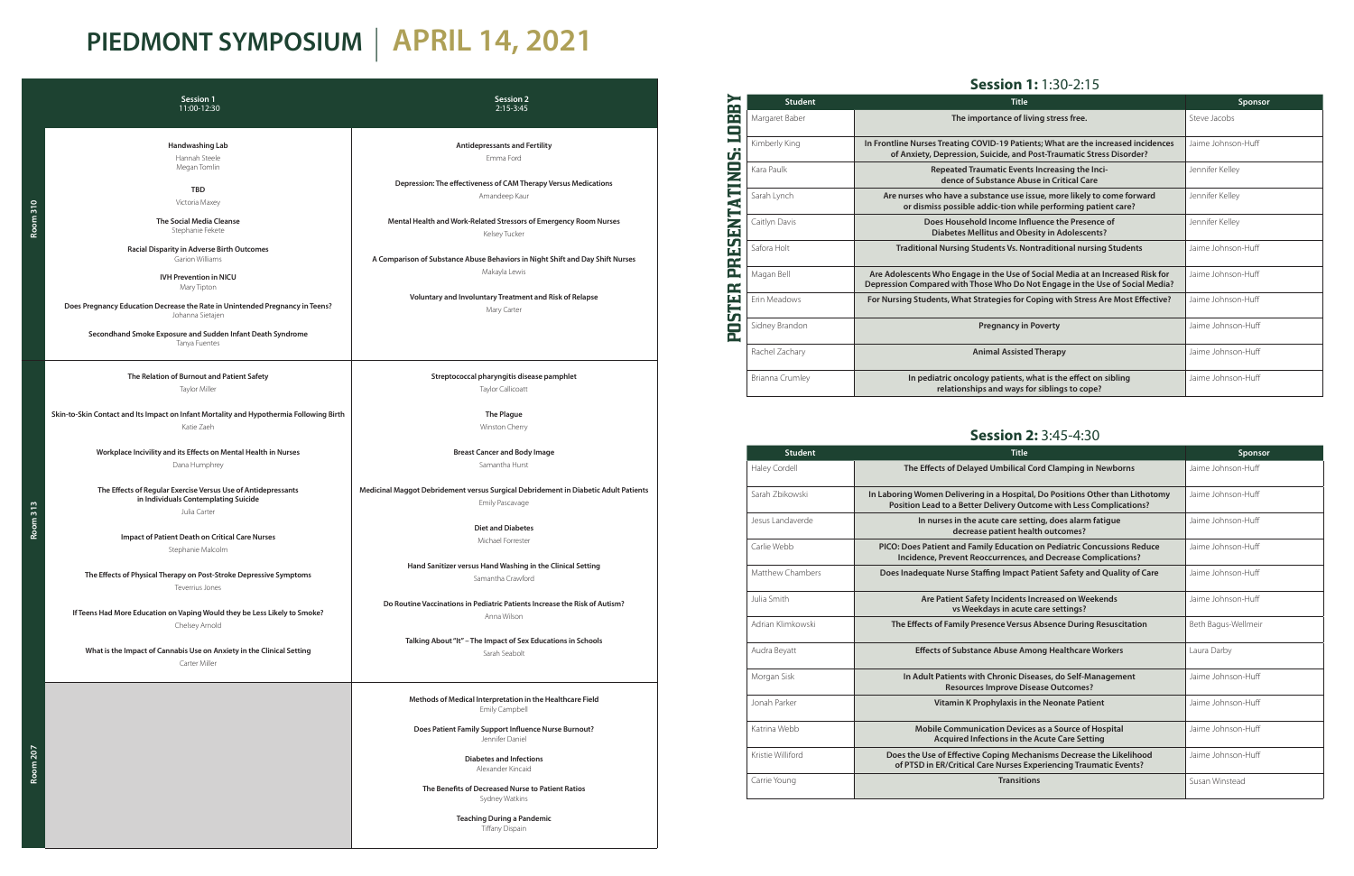# PIEDMONT SYMPOSIUM | APRIL 14, 2021

| | Session 1 11:00-12:30 | Session 2 2:15-3:45 |
|---|---|---|
| Room 310 | **Handwashing Lab** Hannah Steele, Megan Tomlin<br>**TBD** Victoria Maxey<br>**The Social Media Cleanse** Stephanie Fekete<br>**Racial Disparity in Adverse Birth Outcomes** Garion Williams<br>**IVH Prevention in NICU** Mary Tipton<br>**Does Pregnancy Education Decrease the Rate in Unintended Pregnancy in Teens?** Johanna Sietajen<br>**Secondhand Smoke Exposure and Sudden Infant Death Syndrome** Tanya Fuentes | **Antidepressants and Fertility** Emma Ford<br>**Depression: The effectiveness of CAM Therapy Versus Medications** Amandeep Kaur<br>**Mental Health and Work-Related Stressors of Emergency Room Nurses** Kelsey Tucker<br>**A Comparison of Substance Abuse Behaviors in Night Shift and Day Shift Nurses** Makayla Lewis<br>**Voluntary and Involuntary Treatment and Risk of Relapse** Mary Carter |
| Room 313 | **The Relation of Burnout and Patient Safety** Taylor Miller<br>**Skin-to-Skin Contact and Its Impact on Infant Mortality and Hypothermia Following Birth** Katie Zaeh<br>**Workplace Incivility and its Effects on Mental Health in Nurses** Dana Humphrey<br>**The Effects of Regular Exercise Versus Use of Antidepressants in Individuals Contemplating Suicide** Julia Carter<br>**Impact of Patient Death on Critical Care Nurses** Stephanie Malcolm<br>**The Effects of Physical Therapy on Post-Stroke Depressive Symptoms** Teverrius Jones<br>**If Teens Had More Education on Vaping Would they be Less Likely to Smoke?** Chelsey Arnold<br>**What is the Impact of Cannabis Use on Anxiety in the Clinical Setting** Carter Miller | **Streptococcal pharyngitis disease pamphlet** Taylor Callicoatt<br>**The Plague** Winston Cherry<br>**Breast Cancer and Body Image** Samantha Hurst<br>**Medicinal Maggot Debridement versus Surgical Debridement in Diabetic Adult Patients** Emily Pascavage<br>**Diet and Diabetes** Michael Forrester<br>**Hand Sanitizer versus Hand Washing in the Clinical Setting** Samantha Crawford<br>**Do Routine Vaccinations in Pediatric Patients Increase the Risk of Autism?** Anna Wilson<br>**Talking About "It" – The Impact of Sex Educations in Schools** Sarah Seabolt |
| Room 207 | | **Methods of Medical Interpretation in the Healthcare Field** Emily Campbell<br>**Does Patient Family Support Influence Nurse Burnout?** Jennifer Daniel<br>**Diabetes and Infections** Alexander Kincaid<br>**The Benefits of Decreased Nurse to Patient Ratios** Sydney Watkins<br>**Teaching During a Pandemic** Tiffany Dispain |

## POSTER PRESENTATINOS: LOBBY

### Session 1: 1:30-2:15

| Student | Title | Sponsor |
|---|---|---|
| Margaret Baber | The importance of living stress free. | Steve Jacobs |
| Kimberly King | In Frontline Nurses Treating COVID-19 Patients; What are the increased incidences of Anxiety, Depression, Suicide, and Post-Traumatic Stress Disorder? | Jaime Johnson-Huff |
| Kara Paulk | Repeated Traumatic Events Increasing the Inci-dence of Substance Abuse in Critical Care | Jennifer Kelley |
| Sarah Lynch | Are nurses who have a substance use issue, more likely to come forward or dismiss possible addic-tion while performing patient care? | Jennifer Kelley |
| Caitlyn Davis | Does Household Income Influence the Presence of Diabetes Mellitus and Obesity in Adolescents? | Jennifer Kelley |
| Safora Holt | Traditional Nursing Students Vs. Nontraditional nursing Students | Jaime Johnson-Huff |
| Magan Bell | Are Adolescents Who Engage in the Use of Social Media at an Increased Risk for Depression Compared with Those Who Do Not Engage in the Use of Social Media? | Jaime Johnson-Huff |
| Erin Meadows | For Nursing Students, What Strategies for Coping with Stress Are Most Effective? | Jaime Johnson-Huff |
| Sidney Brandon | Pregnancy in Poverty | Jaime Johnson-Huff |
| Rachel Zachary | Animal Assisted Therapy | Jaime Johnson-Huff |
| Brianna Crumley | In pediatric oncology patients, what is the effect on sibling relationships and ways for siblings to cope? | Jaime Johnson-Huff |

### Session 2: 3:45-4:30

| Student | Title | Sponsor |
|---|---|---|
| Haley Cordell | The Effects of Delayed Umbilical Cord Clamping in Newborns | Jaime Johnson-Huff |
| Sarah Zbikowski | In Laboring Women Delivering in a Hospital, Do Positions Other than Lithotomy Position Lead to a Better Delivery Outcome with Less Complications? | Jaime Johnson-Huff |
| Jesus Landaverde | In nurses in the acute care setting, does alarm fatigue decrease patient health outcomes? | Jaime Johnson-Huff |
| Carlie Webb | PICO: Does Patient and Family Education on Pediatric Concussions Reduce Incidence, Prevent Reoccurrences, and Decrease Complications? | Jaime Johnson-Huff |
| Matthew Chambers | Does Inadequate Nurse Staffing Impact Patient Safety and Quality of Care | Jaime Johnson-Huff |
| Julia Smith | Are Patient Safety Incidents Increased on Weekends vs Weekdays in acute care settings? | Jaime Johnson-Huff |
| Adrian Klimkowski | The Effects of Family Presence Versus Absence During Resuscitation | Beth Bagus-Wellmeir |
| Audra Beyatt | Effects of Substance Abuse Among Healthcare Workers | Laura Darby |
| Morgan Sisk | In Adult Patients with Chronic Diseases, do Self-Management Resources Improve Disease Outcomes? | Jaime Johnson-Huff |
| Jonah Parker | Vitamin K Prophylaxis in the Neonate Patient | Jaime Johnson-Huff |
| Katrina Webb | Mobile Communication Devices as a Source of Hospital Acquired Infections in the Acute Care Setting | Jaime Johnson-Huff |
| Kristie Williford | Does the Use of Effective Coping Mechanisms Decrease the Likelihood of PTSD in ER/Critical Care Nurses Experiencing Traumatic Events? | Jaime Johnson-Huff |
| Carrie Young | Transitions | Susan Winstead |